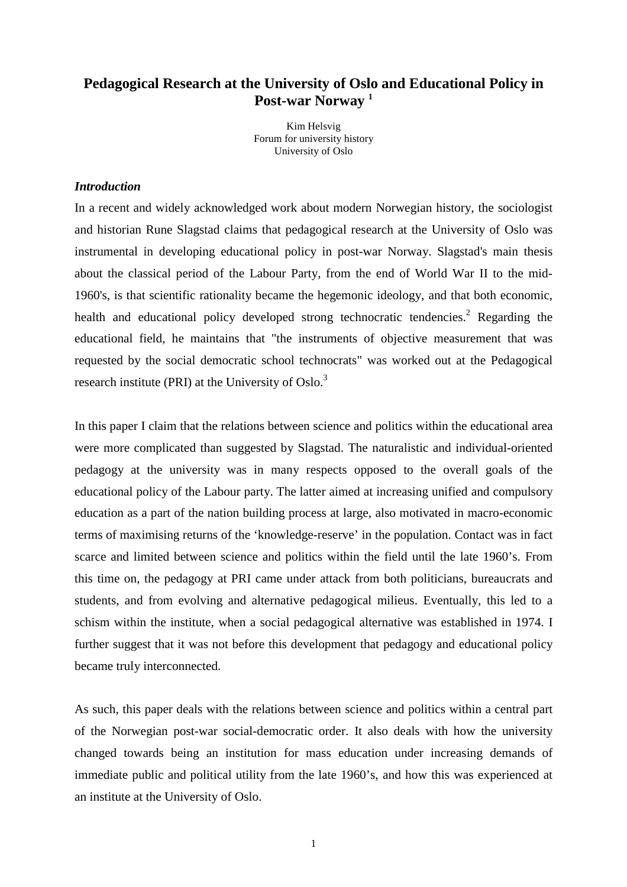# Pedagogical Research at the University of Oslo and Educational Policy in Post-war Norway [1]

Kim Helsvig
Forum for university history
University of Oslo

### *Introduction*

In a recent and widely acknowledged work about modern Norwegian history, the sociologist and historian Rune Slagstad claims that pedagogical research at the University of Oslo was instrumental in developing educational policy in post-war Norway. Slagstad's main thesis about the classical period of the Labour Party, from the end of World War II to the mid-1960's, is that scientific rationality became the hegemonic ideology, and that both economic, health and educational policy developed strong technocratic tendencies.[2] Regarding the educational field, he maintains that "the instruments of objective measurement that was requested by the social democratic school technocrats" was worked out at the Pedagogical research institute (PRI) at the University of Oslo.[3]

In this paper I claim that the relations between science and politics within the educational area were more complicated than suggested by Slagstad. The naturalistic and individual-oriented pedagogy at the university was in many respects opposed to the overall goals of the educational policy of the Labour party. The latter aimed at increasing unified and compulsory education as a part of the nation building process at large, also motivated in macro-economic terms of maximising returns of the 'knowledge-reserve' in the population. Contact was in fact scarce and limited between science and politics within the field until the late 1960's. From this time on, the pedagogy at PRI came under attack from both politicians, bureaucrats and students, and from evolving and alternative pedagogical milieus. Eventually, this led to a schism within the institute, when a social pedagogical alternative was established in 1974. I further suggest that it was not before this development that pedagogy and educational policy became truly interconnected.

As such, this paper deals with the relations between science and politics within a central part of the Norwegian post-war social-democratic order. It also deals with how the university changed towards being an institution for mass education under increasing demands of immediate public and political utility from the late 1960's, and how this was experienced at an institute at the University of Oslo.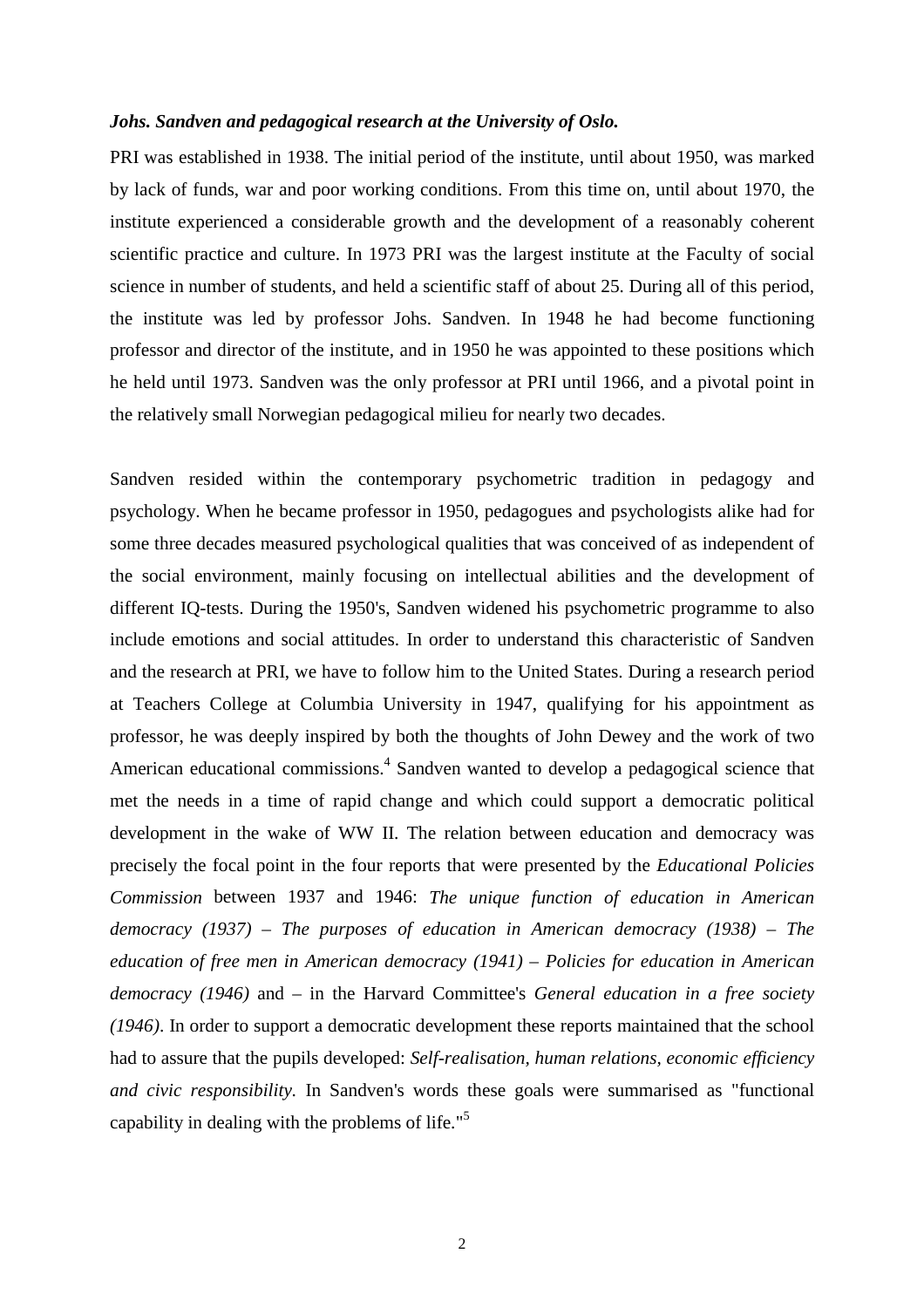***Johs. Sandven and pedagogical research at the University of Oslo.***

PRI was established in 1938. The initial period of the institute, until about 1950, was marked by lack of funds, war and poor working conditions. From this time on, until about 1970, the institute experienced a considerable growth and the development of a reasonably coherent scientific practice and culture. In 1973 PRI was the largest institute at the Faculty of social science in number of students, and held a scientific staff of about 25. During all of this period, the institute was led by professor Johs. Sandven. In 1948 he had become functioning professor and director of the institute, and in 1950 he was appointed to these positions which he held until 1973. Sandven was the only professor at PRI until 1966, and a pivotal point in the relatively small Norwegian pedagogical milieu for nearly two decades.

Sandven resided within the contemporary psychometric tradition in pedagogy and psychology. When he became professor in 1950, pedagogues and psychologists alike had for some three decades measured psychological qualities that was conceived of as independent of the social environment, mainly focusing on intellectual abilities and the development of different IQ-tests. During the 1950's, Sandven widened his psychometric programme to also include emotions and social attitudes. In order to understand this characteristic of Sandven and the research at PRI, we have to follow him to the United States. During a research period at Teachers College at Columbia University in 1947, qualifying for his appointment as professor, he was deeply inspired by both the thoughts of John Dewey and the work of two American educational commissions.[4] Sandven wanted to develop a pedagogical science that met the needs in a time of rapid change and which could support a democratic political development in the wake of WW II. The relation between education and democracy was precisely the focal point in the four reports that were presented by the *Educational Policies Commission* between 1937 and 1946: *The unique function of education in American democracy (1937) – The purposes of education in American democracy (1938) – The education of free men in American democracy (1941) – Policies for education in American democracy (1946)* and – in the Harvard Committee's *General education in a free society (1946)*. In order to support a democratic development these reports maintained that the school had to assure that the pupils developed: *Self-realisation, human relations, economic efficiency and civic responsibility.* In Sandven's words these goals were summarised as "functional capability in dealing with the problems of life."[5]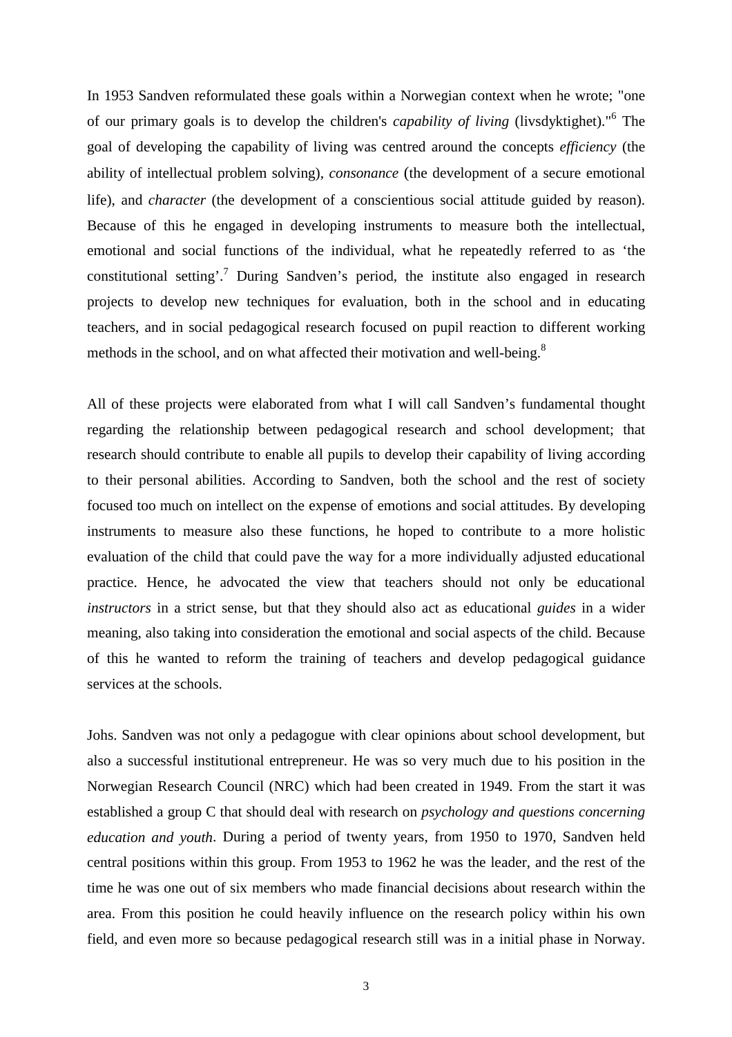In 1953 Sandven reformulated these goals within a Norwegian context when he wrote; "one of our primary goals is to develop the children's *capability of living* (livsdyktighet)."[6] The goal of developing the capability of living was centred around the concepts *efficiency* (the ability of intellectual problem solving), *consonance* (the development of a secure emotional life), and *character* (the development of a conscientious social attitude guided by reason). Because of this he engaged in developing instruments to measure both the intellectual, emotional and social functions of the individual, what he repeatedly referred to as 'the constitutional setting'.[7] During Sandven's period, the institute also engaged in research projects to develop new techniques for evaluation, both in the school and in educating teachers, and in social pedagogical research focused on pupil reaction to different working methods in the school, and on what affected their motivation and well-being.[8]

All of these projects were elaborated from what I will call Sandven's fundamental thought regarding the relationship between pedagogical research and school development; that research should contribute to enable all pupils to develop their capability of living according to their personal abilities. According to Sandven, both the school and the rest of society focused too much on intellect on the expense of emotions and social attitudes. By developing instruments to measure also these functions, he hoped to contribute to a more holistic evaluation of the child that could pave the way for a more individually adjusted educational practice. Hence, he advocated the view that teachers should not only be educational *instructors* in a strict sense, but that they should also act as educational *guides* in a wider meaning, also taking into consideration the emotional and social aspects of the child. Because of this he wanted to reform the training of teachers and develop pedagogical guidance services at the schools.

Johs. Sandven was not only a pedagogue with clear opinions about school development, but also a successful institutional entrepreneur. He was so very much due to his position in the Norwegian Research Council (NRC) which had been created in 1949. From the start it was established a group C that should deal with research on *psychology and questions concerning education and youth*. During a period of twenty years, from 1950 to 1970, Sandven held central positions within this group. From 1953 to 1962 he was the leader, and the rest of the time he was one out of six members who made financial decisions about research within the area. From this position he could heavily influence on the research policy within his own field, and even more so because pedagogical research still was in a initial phase in Norway.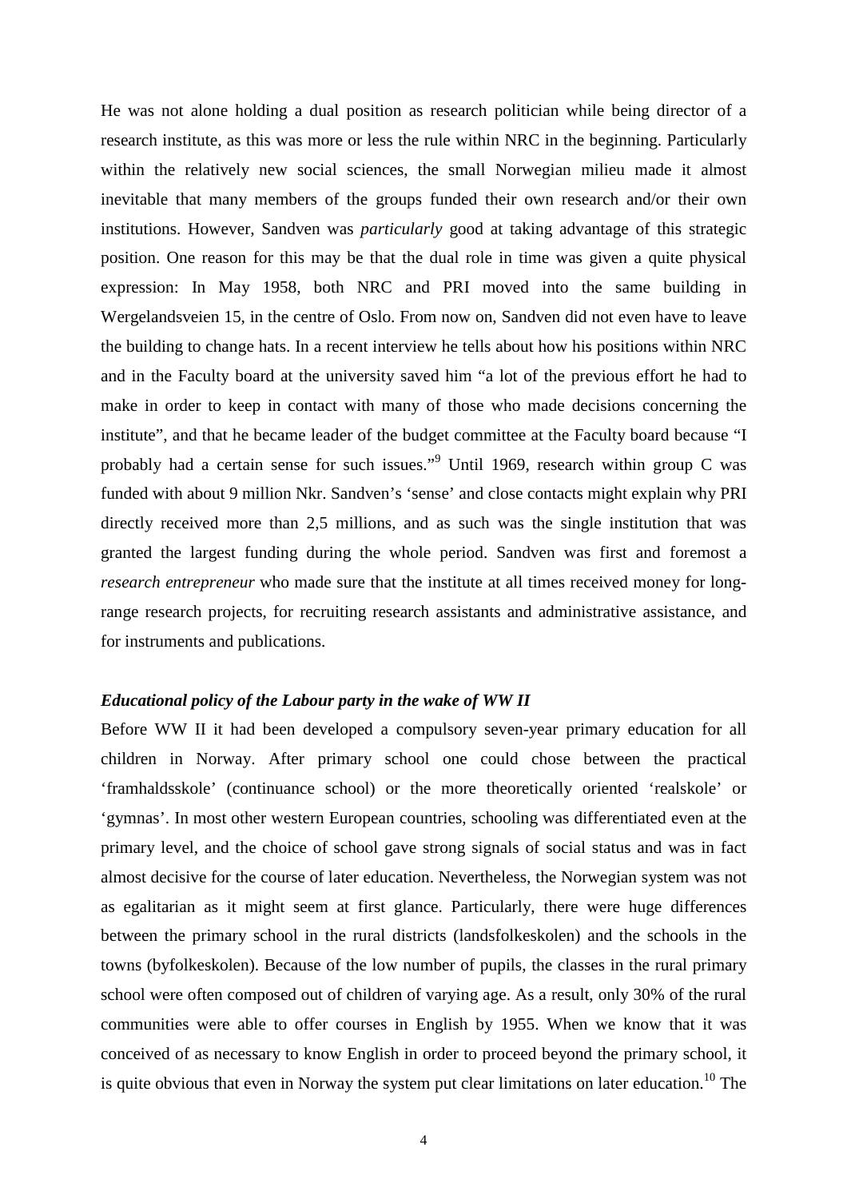He was not alone holding a dual position as research politician while being director of a research institute, as this was more or less the rule within NRC in the beginning. Particularly within the relatively new social sciences, the small Norwegian milieu made it almost inevitable that many members of the groups funded their own research and/or their own institutions. However, Sandven was *particularly* good at taking advantage of this strategic position. One reason for this may be that the dual role in time was given a quite physical expression: In May 1958, both NRC and PRI moved into the same building in Wergelandsveien 15, in the centre of Oslo. From now on, Sandven did not even have to leave the building to change hats. In a recent interview he tells about how his positions within NRC and in the Faculty board at the university saved him "a lot of the previous effort he had to make in order to keep in contact with many of those who made decisions concerning the institute", and that he became leader of the budget committee at the Faculty board because "I probably had a certain sense for such issues."[9] Until 1969, research within group C was funded with about 9 million Nkr. Sandven's 'sense' and close contacts might explain why PRI directly received more than 2,5 millions, and as such was the single institution that was granted the largest funding during the whole period. Sandven was first and foremost a *research entrepreneur* who made sure that the institute at all times received money for long-range research projects, for recruiting research assistants and administrative assistance, and for instruments and publications.

### *Educational policy of the Labour party in the wake of WW II*

Before WW II it had been developed a compulsory seven-year primary education for all children in Norway. After primary school one could chose between the practical 'framhaldsskole' (continuance school) or the more theoretically oriented 'realskole' or 'gymnas'. In most other western European countries, schooling was differentiated even at the primary level, and the choice of school gave strong signals of social status and was in fact almost decisive for the course of later education. Nevertheless, the Norwegian system was not as egalitarian as it might seem at first glance. Particularly, there were huge differences between the primary school in the rural districts (landsfolkeskolen) and the schools in the towns (byfolkeskolen). Because of the low number of pupils, the classes in the rural primary school were often composed out of children of varying age. As a result, only 30% of the rural communities were able to offer courses in English by 1955. When we know that it was conceived of as necessary to know English in order to proceed beyond the primary school, it is quite obvious that even in Norway the system put clear limitations on later education.[10] The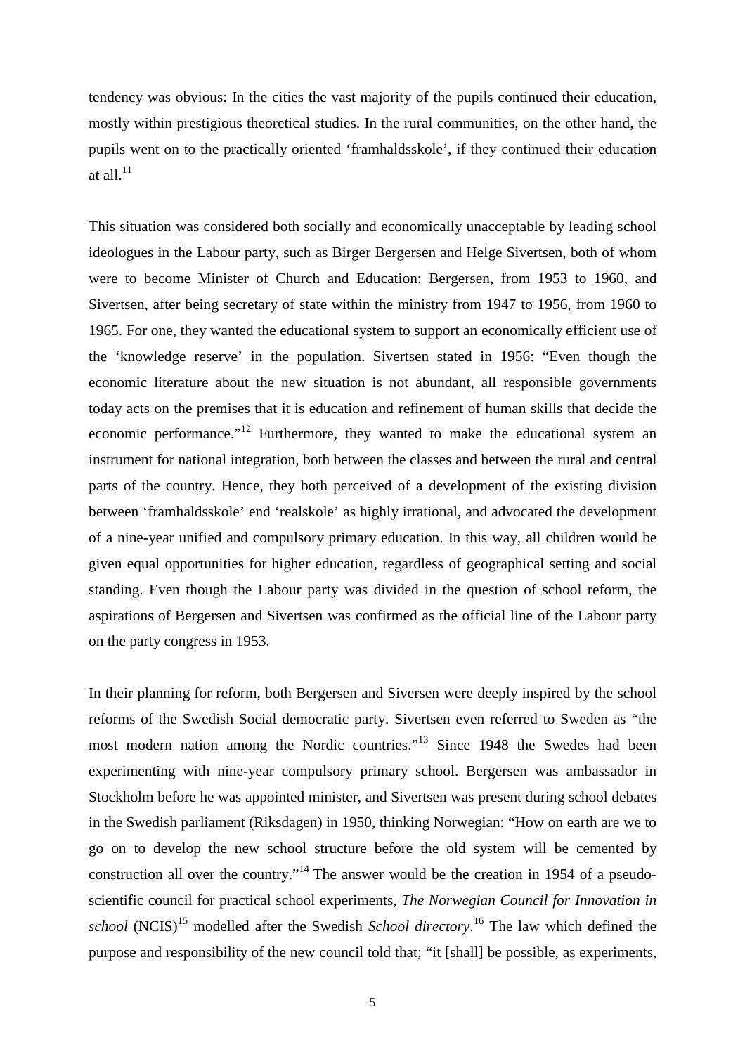tendency was obvious: In the cities the vast majority of the pupils continued their education, mostly within prestigious theoretical studies. In the rural communities, on the other hand, the pupils went on to the practically oriented 'framhaldsskole', if they continued their education at all.[11]

This situation was considered both socially and economically unacceptable by leading school ideologues in the Labour party, such as Birger Bergersen and Helge Sivertsen, both of whom were to become Minister of Church and Education: Bergersen, from 1953 to 1960, and Sivertsen, after being secretary of state within the ministry from 1947 to 1956, from 1960 to 1965. For one, they wanted the educational system to support an economically efficient use of the 'knowledge reserve' in the population. Sivertsen stated in 1956: "Even though the economic literature about the new situation is not abundant, all responsible governments today acts on the premises that it is education and refinement of human skills that decide the economic performance."[12] Furthermore, they wanted to make the educational system an instrument for national integration, both between the classes and between the rural and central parts of the country. Hence, they both perceived of a development of the existing division between 'framhaldsskole' end 'realskole' as highly irrational, and advocated the development of a nine-year unified and compulsory primary education. In this way, all children would be given equal opportunities for higher education, regardless of geographical setting and social standing. Even though the Labour party was divided in the question of school reform, the aspirations of Bergersen and Sivertsen was confirmed as the official line of the Labour party on the party congress in 1953.

In their planning for reform, both Bergersen and Siversen were deeply inspired by the school reforms of the Swedish Social democratic party. Sivertsen even referred to Sweden as "the most modern nation among the Nordic countries."[13] Since 1948 the Swedes had been experimenting with nine-year compulsory primary school. Bergersen was ambassador in Stockholm before he was appointed minister, and Sivertsen was present during school debates in the Swedish parliament (Riksdagen) in 1950, thinking Norwegian: "How on earth are we to go on to develop the new school structure before the old system will be cemented by construction all over the country."[14] The answer would be the creation in 1954 of a pseudo-scientific council for practical school experiments, *The Norwegian Council for Innovation in school* (NCIS)[15] modelled after the Swedish *School directory*.[16] The law which defined the purpose and responsibility of the new council told that; "it [shall] be possible, as experiments,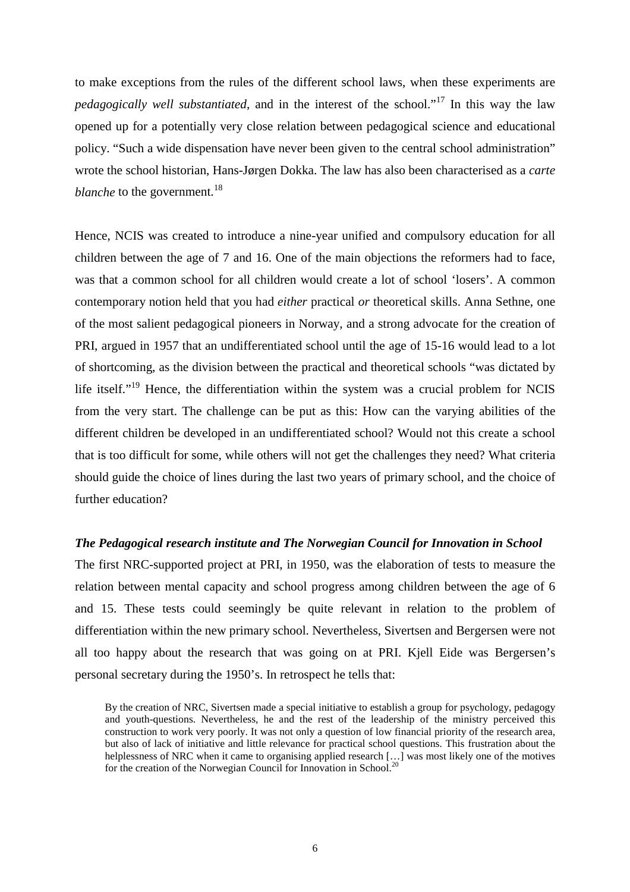to make exceptions from the rules of the different school laws, when these experiments are *pedagogically well substantiated*, and in the interest of the school."[17] In this way the law opened up for a potentially very close relation between pedagogical science and educational policy. "Such a wide dispensation have never been given to the central school administration" wrote the school historian, Hans-Jørgen Dokka. The law has also been characterised as a *carte blanche* to the government.[18]

Hence, NCIS was created to introduce a nine-year unified and compulsory education for all children between the age of 7 and 16. One of the main objections the reformers had to face, was that a common school for all children would create a lot of school 'losers'. A common contemporary notion held that you had *either* practical *or* theoretical skills. Anna Sethne, one of the most salient pedagogical pioneers in Norway, and a strong advocate for the creation of PRI, argued in 1957 that an undifferentiated school until the age of 15-16 would lead to a lot of shortcoming, as the division between the practical and theoretical schools "was dictated by life itself."[19] Hence, the differentiation within the system was a crucial problem for NCIS from the very start. The challenge can be put as this: How can the varying abilities of the different children be developed in an undifferentiated school? Would not this create a school that is too difficult for some, while others will not get the challenges they need? What criteria should guide the choice of lines during the last two years of primary school, and the choice of further education?

***The Pedagogical research institute and The Norwegian Council for Innovation in School***

The first NRC-supported project at PRI, in 1950, was the elaboration of tests to measure the relation between mental capacity and school progress among children between the age of 6 and 15. These tests could seemingly be quite relevant in relation to the problem of differentiation within the new primary school. Nevertheless, Sivertsen and Bergersen were not all too happy about the research that was going on at PRI. Kjell Eide was Bergersen's personal secretary during the 1950's. In retrospect he tells that:

> By the creation of NRC, Sivertsen made a special initiative to establish a group for psychology, pedagogy and youth-questions. Nevertheless, he and the rest of the leadership of the ministry perceived this construction to work very poorly. It was not only a question of low financial priority of the research area, but also of lack of initiative and little relevance for practical school questions. This frustration about the helplessness of NRC when it came to organising applied research […] was most likely one of the motives for the creation of the Norwegian Council for Innovation in School.[20]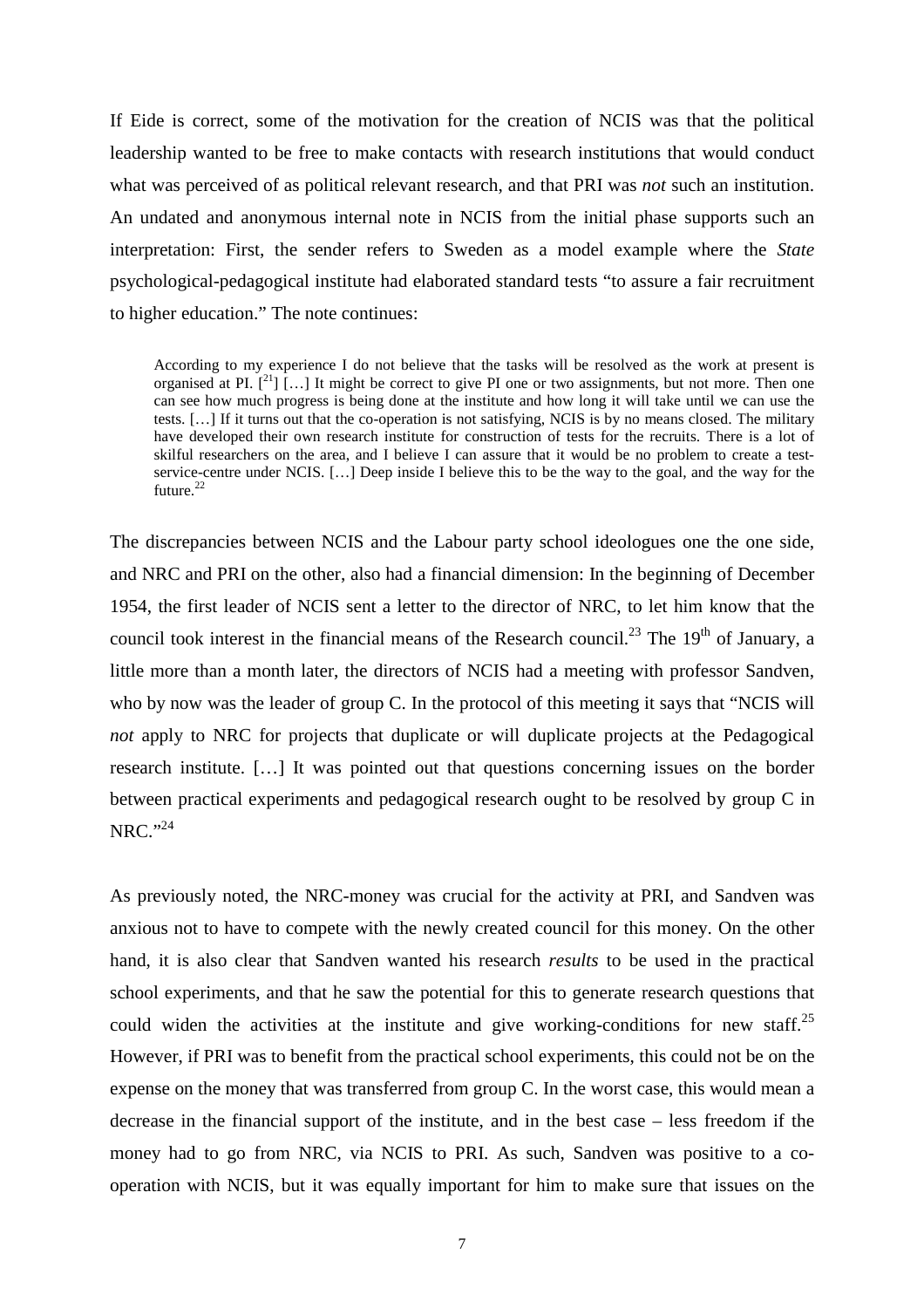If Eide is correct, some of the motivation for the creation of NCIS was that the political leadership wanted to be free to make contacts with research institutions that would conduct what was perceived of as political relevant research, and that PRI was *not* such an institution. An undated and anonymous internal note in NCIS from the initial phase supports such an interpretation: First, the sender refers to Sweden as a model example where the *State* psychological-pedagogical institute had elaborated standard tests "to assure a fair recruitment to higher education." The note continues:

> According to my experience I do not believe that the tasks will be resolved as the work at present is organised at PI. [[21]] […] It might be correct to give PI one or two assignments, but not more. Then one can see how much progress is being done at the institute and how long it will take until we can use the tests. […] If it turns out that the co-operation is not satisfying, NCIS is by no means closed. The military have developed their own research institute for construction of tests for the recruits. There is a lot of skilful researchers on the area, and I believe I can assure that it would be no problem to create a test-service-centre under NCIS. […] Deep inside I believe this to be the way to the goal, and the way for the future.[22]

The discrepancies between NCIS and the Labour party school ideologues one the one side, and NRC and PRI on the other, also had a financial dimension: In the beginning of December 1954, the first leader of NCIS sent a letter to the director of NRC, to let him know that the council took interest in the financial means of the Research council.[23] The 19th of January, a little more than a month later, the directors of NCIS had a meeting with professor Sandven, who by now was the leader of group C. In the protocol of this meeting it says that "NCIS will *not* apply to NRC for projects that duplicate or will duplicate projects at the Pedagogical research institute. […] It was pointed out that questions concerning issues on the border between practical experiments and pedagogical research ought to be resolved by group C in NRC."[24]

As previously noted, the NRC-money was crucial for the activity at PRI, and Sandven was anxious not to have to compete with the newly created council for this money. On the other hand, it is also clear that Sandven wanted his research *results* to be used in the practical school experiments, and that he saw the potential for this to generate research questions that could widen the activities at the institute and give working-conditions for new staff.[25] However, if PRI was to benefit from the practical school experiments, this could not be on the expense on the money that was transferred from group C. In the worst case, this would mean a decrease in the financial support of the institute, and in the best case – less freedom if the money had to go from NRC, via NCIS to PRI. As such, Sandven was positive to a co-operation with NCIS, but it was equally important for him to make sure that issues on the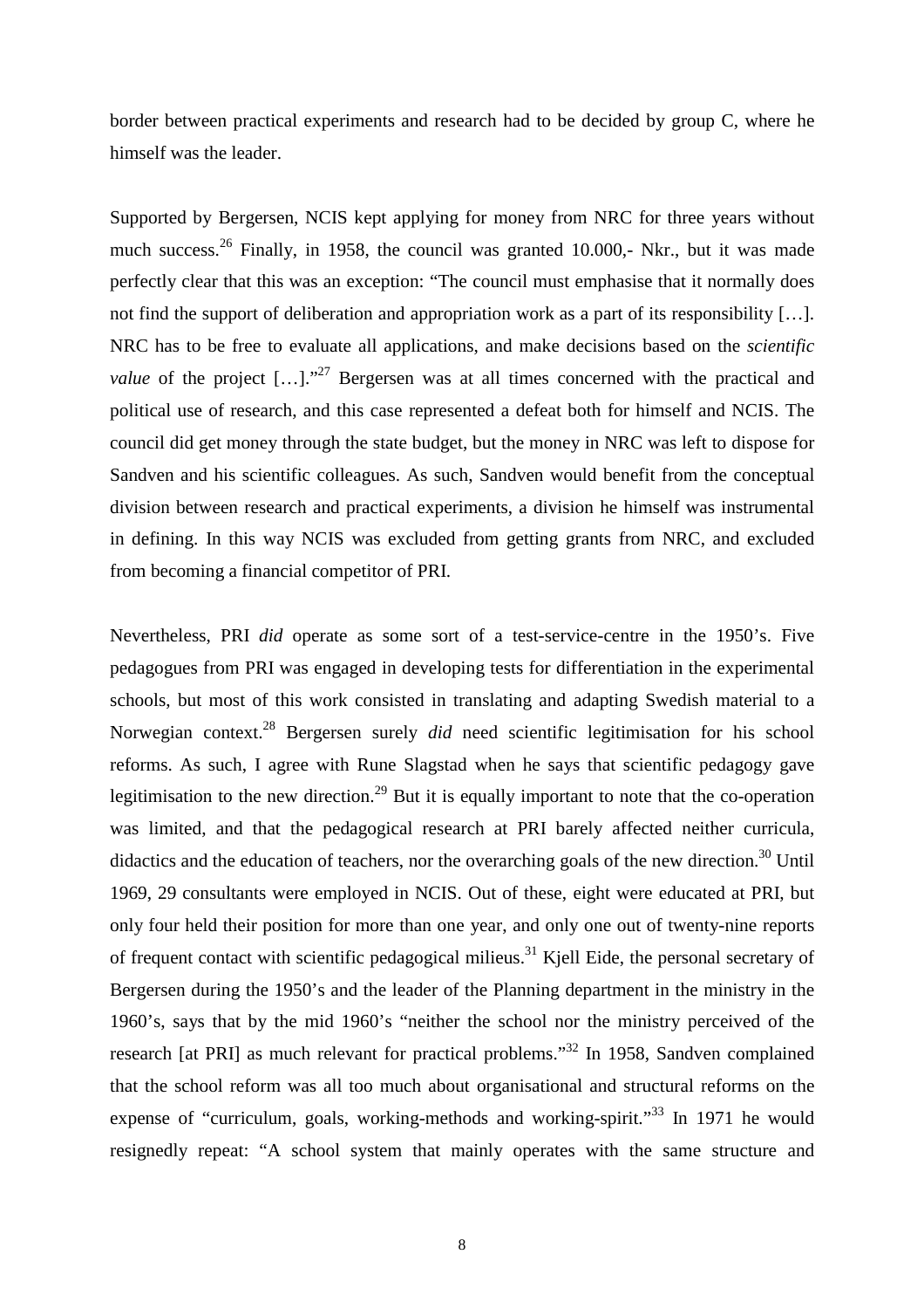border between practical experiments and research had to be decided by group C, where he himself was the leader.

Supported by Bergersen, NCIS kept applying for money from NRC for three years without much success.[26] Finally, in 1958, the council was granted 10.000,- Nkr., but it was made perfectly clear that this was an exception: "The council must emphasise that it normally does not find the support of deliberation and appropriation work as a part of its responsibility […]. NRC has to be free to evaluate all applications, and make decisions based on the *scientific value* of the project […]."[27] Bergersen was at all times concerned with the practical and political use of research, and this case represented a defeat both for himself and NCIS. The council did get money through the state budget, but the money in NRC was left to dispose for Sandven and his scientific colleagues. As such, Sandven would benefit from the conceptual division between research and practical experiments, a division he himself was instrumental in defining. In this way NCIS was excluded from getting grants from NRC, and excluded from becoming a financial competitor of PRI.

Nevertheless, PRI *did* operate as some sort of a test-service-centre in the 1950's. Five pedagogues from PRI was engaged in developing tests for differentiation in the experimental schools, but most of this work consisted in translating and adapting Swedish material to a Norwegian context.[28] Bergersen surely *did* need scientific legitimisation for his school reforms. As such, I agree with Rune Slagstad when he says that scientific pedagogy gave legitimisation to the new direction.[29] But it is equally important to note that the co-operation was limited, and that the pedagogical research at PRI barely affected neither curricula, didactics and the education of teachers, nor the overarching goals of the new direction.[30] Until 1969, 29 consultants were employed in NCIS. Out of these, eight were educated at PRI, but only four held their position for more than one year, and only one out of twenty-nine reports of frequent contact with scientific pedagogical milieus.[31] Kjell Eide, the personal secretary of Bergersen during the 1950's and the leader of the Planning department in the ministry in the 1960's, says that by the mid 1960's "neither the school nor the ministry perceived of the research [at PRI] as much relevant for practical problems."[32] In 1958, Sandven complained that the school reform was all too much about organisational and structural reforms on the expense of "curriculum, goals, working-methods and working-spirit."[33] In 1971 he would resignedly repeat: "A school system that mainly operates with the same structure and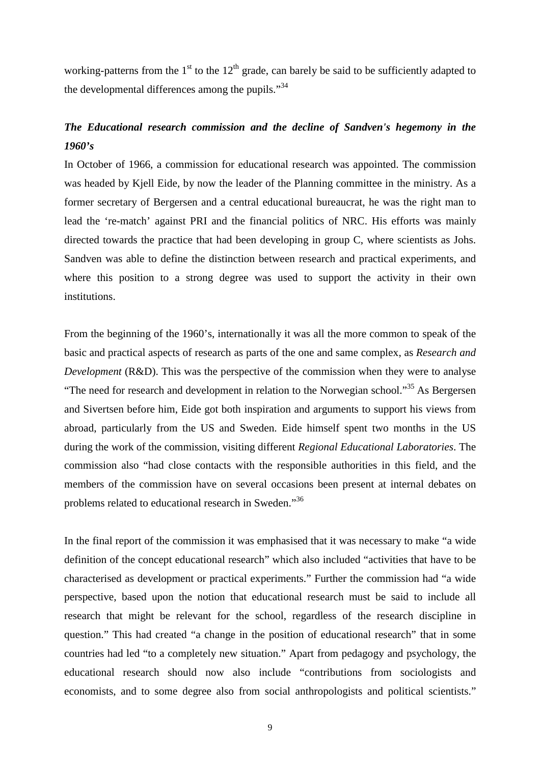working-patterns from the 1st to the 12th grade, can barely be said to be sufficiently adapted to the developmental differences among the pupils."[34]

### *The Educational research commission and the decline of Sandven's hegemony in the 1960's*

In October of 1966, a commission for educational research was appointed. The commission was headed by Kjell Eide, by now the leader of the Planning committee in the ministry. As a former secretary of Bergersen and a central educational bureaucrat, he was the right man to lead the 're-match' against PRI and the financial politics of NRC. His efforts was mainly directed towards the practice that had been developing in group C, where scientists as Johs. Sandven was able to define the distinction between research and practical experiments, and where this position to a strong degree was used to support the activity in their own institutions.

From the beginning of the 1960's, internationally it was all the more common to speak of the basic and practical aspects of research as parts of the one and same complex, as *Research and Development* (R&D). This was the perspective of the commission when they were to analyse "The need for research and development in relation to the Norwegian school."[35] As Bergersen and Sivertsen before him, Eide got both inspiration and arguments to support his views from abroad, particularly from the US and Sweden. Eide himself spent two months in the US during the work of the commission, visiting different *Regional Educational Laboratories*. The commission also "had close contacts with the responsible authorities in this field, and the members of the commission have on several occasions been present at internal debates on problems related to educational research in Sweden."[36]

In the final report of the commission it was emphasised that it was necessary to make "a wide definition of the concept educational research" which also included "activities that have to be characterised as development or practical experiments." Further the commission had "a wide perspective, based upon the notion that educational research must be said to include all research that might be relevant for the school, regardless of the research discipline in question." This had created "a change in the position of educational research" that in some countries had led "to a completely new situation." Apart from pedagogy and psychology, the educational research should now also include "contributions from sociologists and economists, and to some degree also from social anthropologists and political scientists."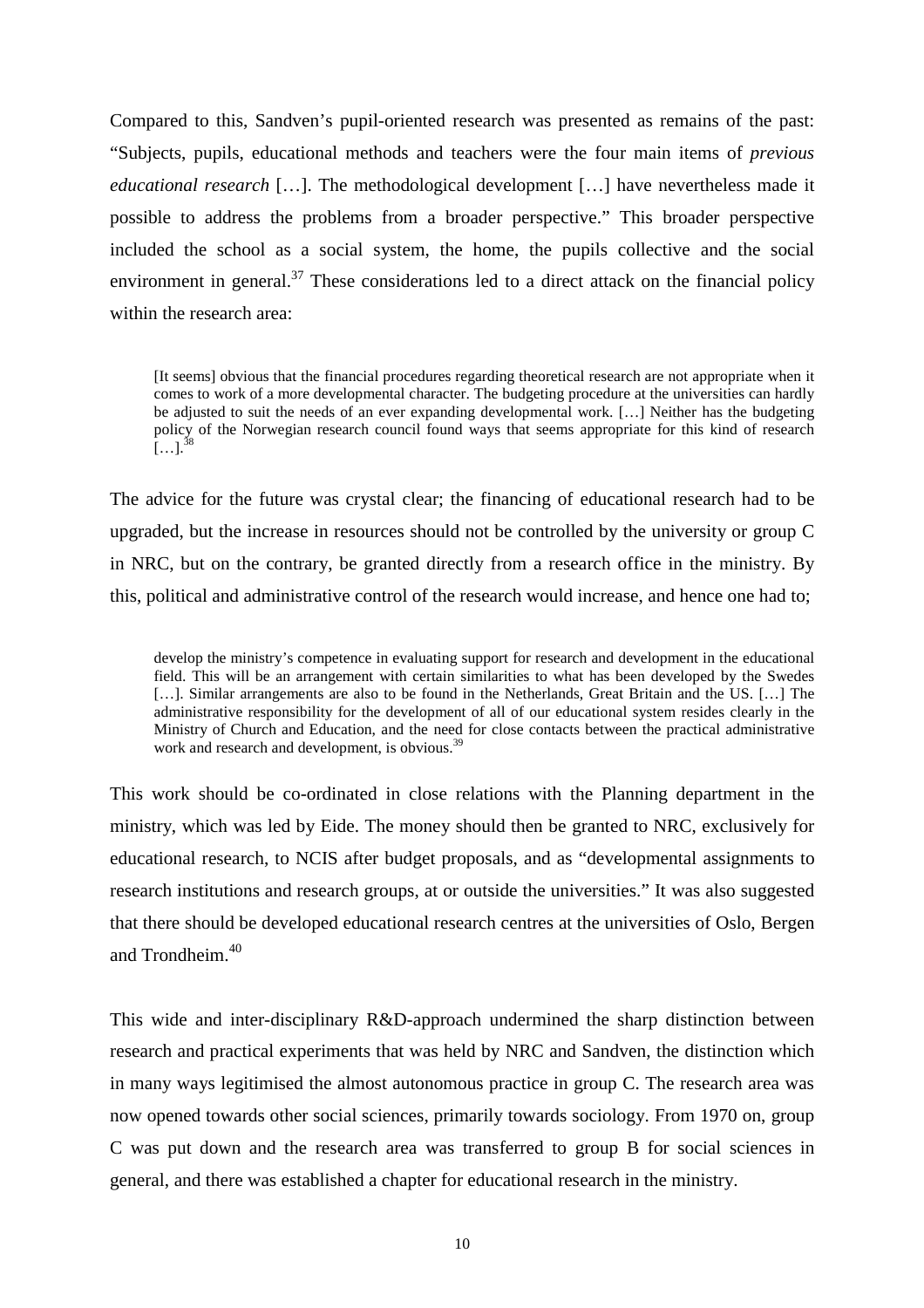Compared to this, Sandven's pupil-oriented research was presented as remains of the past: "Subjects, pupils, educational methods and teachers were the four main items of *previous educational research* […]. The methodological development […] have nevertheless made it possible to address the problems from a broader perspective." This broader perspective included the school as a social system, the home, the pupils collective and the social environment in general.[37] These considerations led to a direct attack on the financial policy within the research area:

> [It seems] obvious that the financial procedures regarding theoretical research are not appropriate when it comes to work of a more developmental character. The budgeting procedure at the universities can hardly be adjusted to suit the needs of an ever expanding developmental work. […] Neither has the budgeting policy of the Norwegian research council found ways that seems appropriate for this kind of research […].[38]

The advice for the future was crystal clear; the financing of educational research had to be upgraded, but the increase in resources should not be controlled by the university or group C in NRC, but on the contrary, be granted directly from a research office in the ministry. By this, political and administrative control of the research would increase, and hence one had to;

> develop the ministry's competence in evaluating support for research and development in the educational field. This will be an arrangement with certain similarities to what has been developed by the Swedes […]. Similar arrangements are also to be found in the Netherlands, Great Britain and the US. […] The administrative responsibility for the development of all of our educational system resides clearly in the Ministry of Church and Education, and the need for close contacts between the practical administrative work and research and development, is obvious.[39]

This work should be co-ordinated in close relations with the Planning department in the ministry, which was led by Eide. The money should then be granted to NRC, exclusively for educational research, to NCIS after budget proposals, and as "developmental assignments to research institutions and research groups, at or outside the universities." It was also suggested that there should be developed educational research centres at the universities of Oslo, Bergen and Trondheim.[40]

This wide and inter-disciplinary R&D-approach undermined the sharp distinction between research and practical experiments that was held by NRC and Sandven, the distinction which in many ways legitimised the almost autonomous practice in group C. The research area was now opened towards other social sciences, primarily towards sociology. From 1970 on, group C was put down and the research area was transferred to group B for social sciences in general, and there was established a chapter for educational research in the ministry.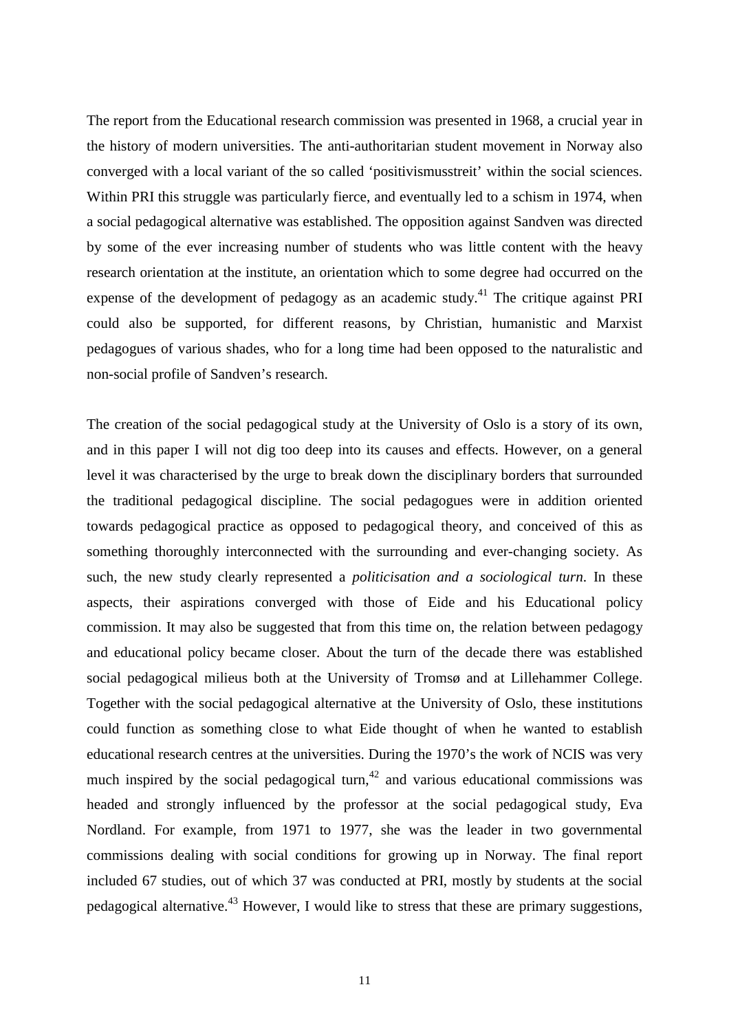The report from the Educational research commission was presented in 1968, a crucial year in the history of modern universities. The anti-authoritarian student movement in Norway also converged with a local variant of the so called 'positivismusstreit' within the social sciences. Within PRI this struggle was particularly fierce, and eventually led to a schism in 1974, when a social pedagogical alternative was established. The opposition against Sandven was directed by some of the ever increasing number of students who was little content with the heavy research orientation at the institute, an orientation which to some degree had occurred on the expense of the development of pedagogy as an academic study.[41] The critique against PRI could also be supported, for different reasons, by Christian, humanistic and Marxist pedagogues of various shades, who for a long time had been opposed to the naturalistic and non-social profile of Sandven's research.

The creation of the social pedagogical study at the University of Oslo is a story of its own, and in this paper I will not dig too deep into its causes and effects. However, on a general level it was characterised by the urge to break down the disciplinary borders that surrounded the traditional pedagogical discipline. The social pedagogues were in addition oriented towards pedagogical practice as opposed to pedagogical theory, and conceived of this as something thoroughly interconnected with the surrounding and ever-changing society. As such, the new study clearly represented a *politicisation and a sociological turn*. In these aspects, their aspirations converged with those of Eide and his Educational policy commission. It may also be suggested that from this time on, the relation between pedagogy and educational policy became closer. About the turn of the decade there was established social pedagogical milieus both at the University of Tromsø and at Lillehammer College. Together with the social pedagogical alternative at the University of Oslo, these institutions could function as something close to what Eide thought of when he wanted to establish educational research centres at the universities. During the 1970's the work of NCIS was very much inspired by the social pedagogical turn,[42] and various educational commissions was headed and strongly influenced by the professor at the social pedagogical study, Eva Nordland. For example, from 1971 to 1977, she was the leader in two governmental commissions dealing with social conditions for growing up in Norway. The final report included 67 studies, out of which 37 was conducted at PRI, mostly by students at the social pedagogical alternative.[43] However, I would like to stress that these are primary suggestions,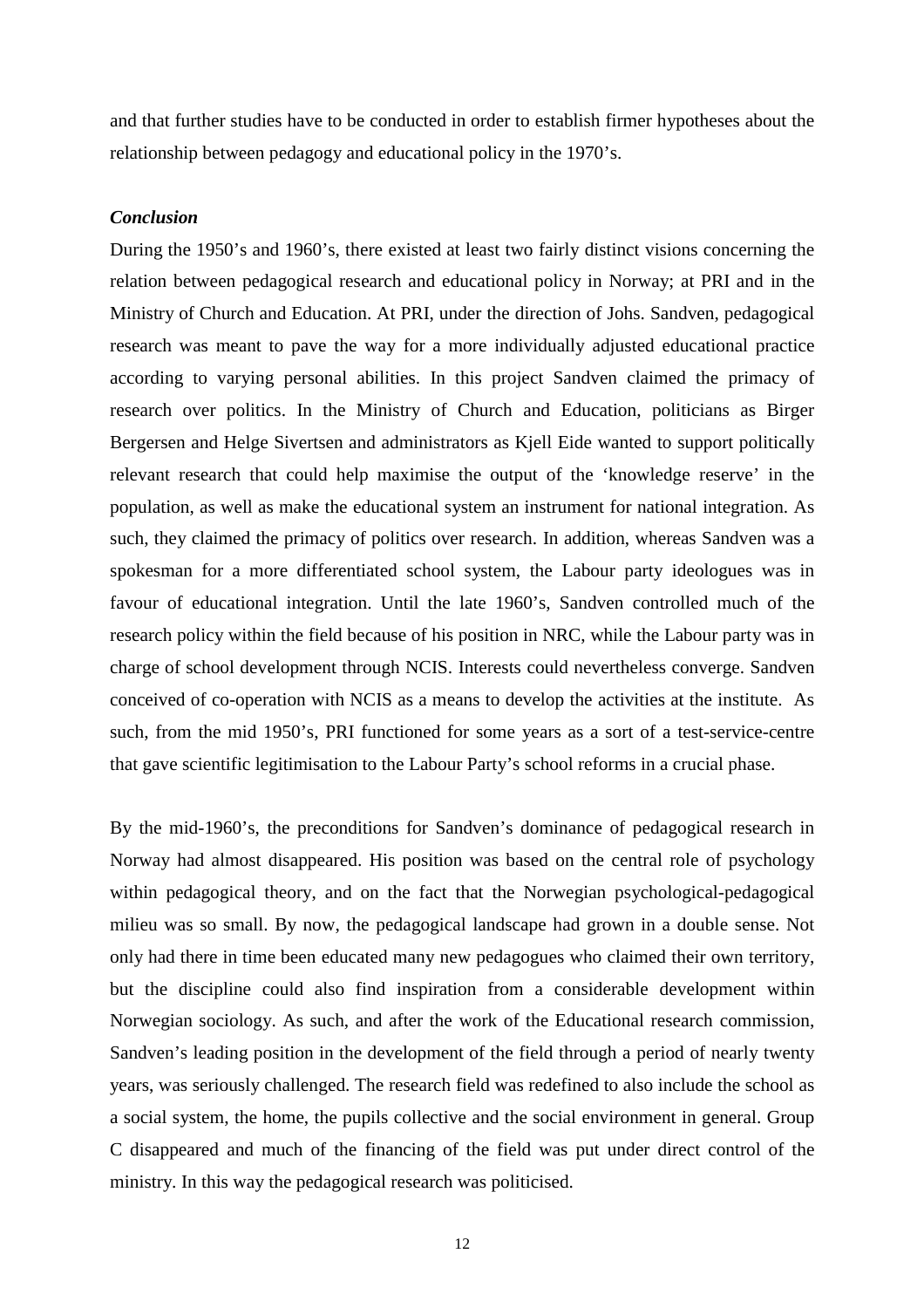and that further studies have to be conducted in order to establish firmer hypotheses about the relationship between pedagogy and educational policy in the 1970's.

### *Conclusion*

During the 1950's and 1960's, there existed at least two fairly distinct visions concerning the relation between pedagogical research and educational policy in Norway; at PRI and in the Ministry of Church and Education. At PRI, under the direction of Johs. Sandven, pedagogical research was meant to pave the way for a more individually adjusted educational practice according to varying personal abilities. In this project Sandven claimed the primacy of research over politics. In the Ministry of Church and Education, politicians as Birger Bergersen and Helge Sivertsen and administrators as Kjell Eide wanted to support politically relevant research that could help maximise the output of the 'knowledge reserve' in the population, as well as make the educational system an instrument for national integration. As such, they claimed the primacy of politics over research. In addition, whereas Sandven was a spokesman for a more differentiated school system, the Labour party ideologues was in favour of educational integration. Until the late 1960's, Sandven controlled much of the research policy within the field because of his position in NRC, while the Labour party was in charge of school development through NCIS. Interests could nevertheless converge. Sandven conceived of co-operation with NCIS as a means to develop the activities at the institute. As such, from the mid 1950's, PRI functioned for some years as a sort of a test-service-centre that gave scientific legitimisation to the Labour Party's school reforms in a crucial phase.

By the mid-1960's, the preconditions for Sandven's dominance of pedagogical research in Norway had almost disappeared. His position was based on the central role of psychology within pedagogical theory, and on the fact that the Norwegian psychological-pedagogical milieu was so small. By now, the pedagogical landscape had grown in a double sense. Not only had there in time been educated many new pedagogues who claimed their own territory, but the discipline could also find inspiration from a considerable development within Norwegian sociology. As such, and after the work of the Educational research commission, Sandven's leading position in the development of the field through a period of nearly twenty years, was seriously challenged. The research field was redefined to also include the school as a social system, the home, the pupils collective and the social environment in general. Group C disappeared and much of the financing of the field was put under direct control of the ministry. In this way the pedagogical research was politicised.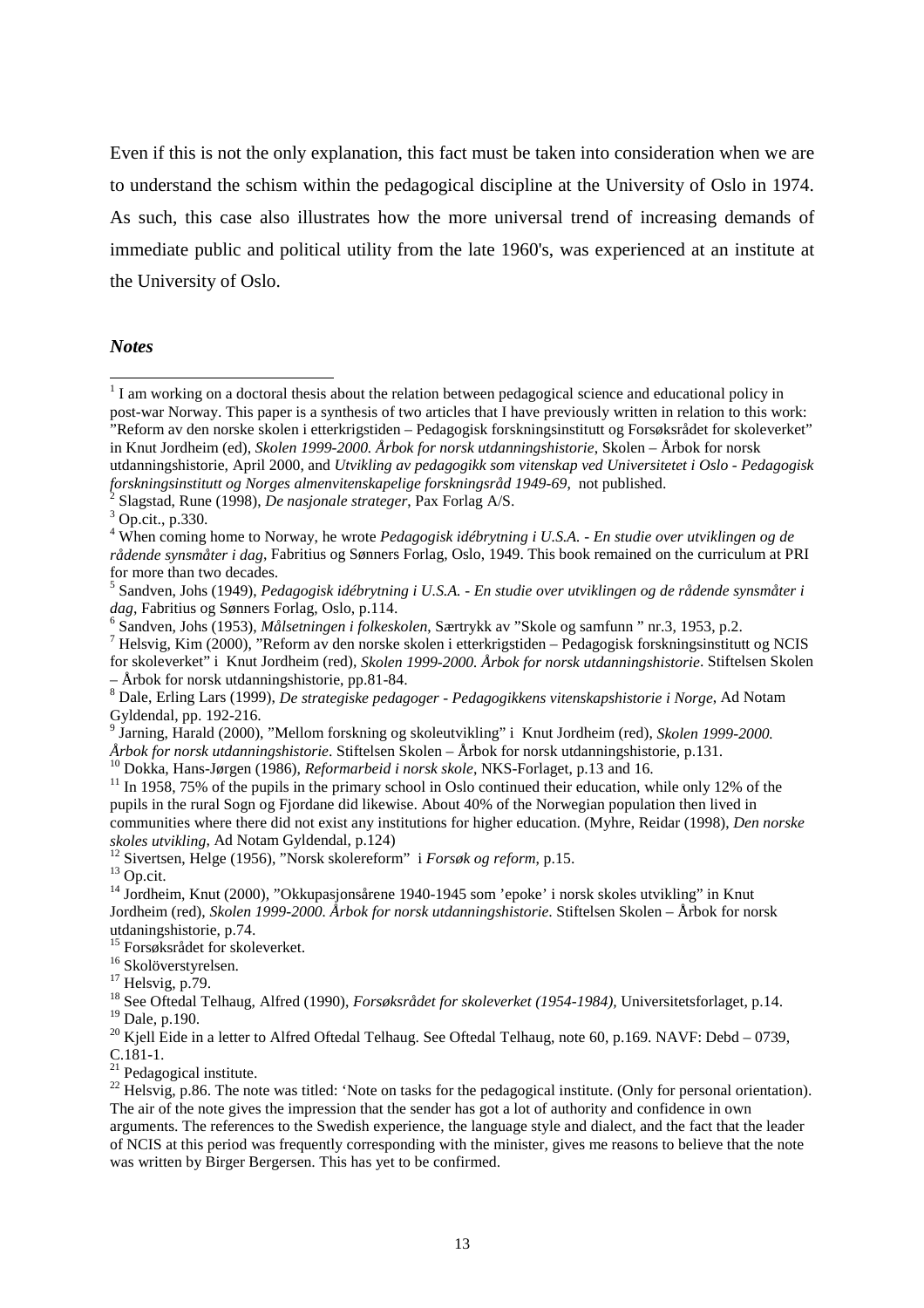Even if this is not the only explanation, this fact must be taken into consideration when we are to understand the schism within the pedagogical discipline at the University of Oslo in 1974. As such, this case also illustrates how the more universal trend of increasing demands of immediate public and political utility from the late 1960's, was experienced at an institute at the University of Oslo.

### *Notes*

[1] I am working on a doctoral thesis about the relation between pedagogical science and educational policy in post-war Norway. This paper is a synthesis of two articles that I have previously written in relation to this work: "Reform av den norske skolen i etterkrigstiden – Pedagogisk forskningsinstitutt og Forsøksrådet for skoleverket" in Knut Jordheim (ed), *Skolen 1999-2000. Årbok for norsk utdanningshistorie*, Skolen – Årbok for norsk utdanningshistorie, April 2000, and *Utvikling av pedagogikk som vitenskap ved Universitetet i Oslo - Pedagogisk forskningsinstitutt og Norges almenvitenskapelige forskningsråd 1949-69*, not published.

[2] Slagstad, Rune (1998), *De nasjonale strateger*, Pax Forlag A/S.

[3] Op.cit., p.330.

[4] When coming home to Norway, he wrote *Pedagogisk idébrytning i U.S.A. - En studie over utviklingen og de rådende synsmåter i dag*, Fabritius og Sønners Forlag, Oslo, 1949. This book remained on the curriculum at PRI for more than two decades.

[5] Sandven, Johs (1949), *Pedagogisk idébrytning i U.S.A. - En studie over utviklingen og de rådende synsmåter i dag*, Fabritius og Sønners Forlag, Oslo, p.114.

[6] Sandven, Johs (1953), *Målsetningen i folkeskolen*, Særtrykk av "Skole og samfunn " nr.3, 1953, p.2.

[7] Helsvig, Kim (2000), "Reform av den norske skolen i etterkrigstiden – Pedagogisk forskningsinstitutt og NCIS for skoleverket" i Knut Jordheim (red), *Skolen 1999-2000. Årbok for norsk utdanningshistorie*. Stiftelsen Skolen – Årbok for norsk utdanningshistorie, pp.81-84.

[8] Dale, Erling Lars (1999), *De strategiske pedagoger - Pedagogikkens vitenskapshistorie i Norge*, Ad Notam Gyldendal, pp. 192-216.

[9] Jarning, Harald (2000), "Mellom forskning og skoleutvikling" i Knut Jordheim (red), *Skolen 1999-2000. Årbok for norsk utdanningshistorie*. Stiftelsen Skolen – Årbok for norsk utdanningshistorie, p.131.

[10] Dokka, Hans-Jørgen (1986), *Reformarbeid i norsk skole*, NKS-Forlaget, p.13 and 16.

[11] In 1958, 75% of the pupils in the primary school in Oslo continued their education, while only 12% of the pupils in the rural Sogn og Fjordane did likewise. About 40% of the Norwegian population then lived in communities where there did not exist any institutions for higher education. (Myhre, Reidar (1998), *Den norske skoles utvikling*, Ad Notam Gyldendal, p.124)

[12] Sivertsen, Helge (1956), "Norsk skolereform" i *Forsøk og reform*, p.15.

[13] Op.cit.

[14] Jordheim, Knut (2000), "Okkupasjonsårene 1940-1945 som 'epoke' i norsk skoles utvikling" in Knut Jordheim (red), *Skolen 1999-2000. Årbok for norsk utdanningshistorie*. Stiftelsen Skolen – Årbok for norsk utdaningshistorie, p.74.

[15] Forsøksrådet for skoleverket.

[16] Skolöverstyrelsen.

[17] Helsvig, p.79.

[18] See Oftedal Telhaug, Alfred (1990), *Forsøksrådet for skoleverket (1954-1984)*, Universitetsforlaget, p.14.

[19] Dale, p.190.

[20] Kjell Eide in a letter to Alfred Oftedal Telhaug. See Oftedal Telhaug, note 60, p.169. NAVF: Debd – 0739, C.181-1.

[21] Pedagogical institute.

[22] Helsvig, p.86. The note was titled: 'Note on tasks for the pedagogical institute. (Only for personal orientation). The air of the note gives the impression that the sender has got a lot of authority and confidence in own arguments. The references to the Swedish experience, the language style and dialect, and the fact that the leader of NCIS at this period was frequently corresponding with the minister, gives me reasons to believe that the note was written by Birger Bergersen. This has yet to be confirmed.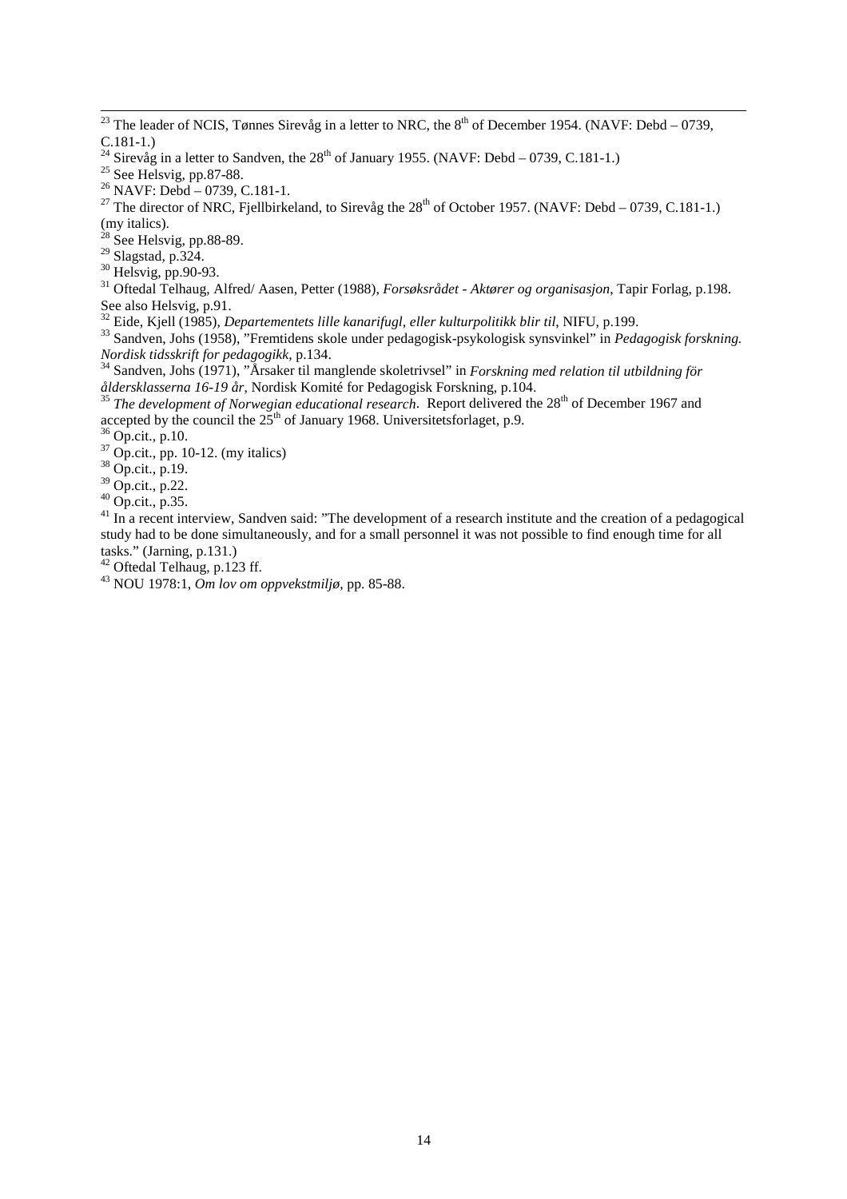[23] The leader of NCIS, Tønnes Sirevåg in a letter to NRC, the 8th of December 1954. (NAVF: Debd – 0739, C.181-1.)

[24] Sirevåg in a letter to Sandven, the 28th of January 1955. (NAVF: Debd – 0739, C.181-1.)

[25] See Helsvig, pp.87-88.

[26] NAVF: Debd – 0739, C.181-1.

[27] The director of NRC, Fjellbirkeland, to Sirevåg the 28th of October 1957. (NAVF: Debd – 0739, C.181-1.) (my italics).

[28] See Helsvig, pp.88-89.

[29] Slagstad, p.324.

[30] Helsvig, pp.90-93.

[31] Oftedal Telhaug, Alfred/ Aasen, Petter (1988), *Forsøksrådet - Aktører og organisasjon*, Tapir Forlag, p.198. See also Helsvig, p.91.

[32] Eide, Kjell (1985), *Departementets lille kanarifugl, eller kulturpolitikk blir til*, NIFU, p.199.

[33] Sandven, Johs (1958), "Fremtidens skole under pedagogisk-psykologisk synsvinkel" in *Pedagogisk forskning. Nordisk tidsskrift for pedagogikk*, p.134.

[34] Sandven, Johs (1971), "Årsaker til manglende skoletrivsel" in *Forskning med relation til utbildning för åldersklasserna 16-19 år*, Nordisk Komité for Pedagogisk Forskning, p.104.

[35] *The development of Norwegian educational research*. Report delivered the 28th of December 1967 and accepted by the council the 25th of January 1968. Universitetsforlaget, p.9.

[36] Op.cit., p.10.

[37] Op.cit., pp. 10-12. (my italics)

[38] Op.cit., p.19.

[39] Op.cit., p.22.

[40] Op.cit., p.35.

[41] In a recent interview, Sandven said: "The development of a research institute and the creation of a pedagogical study had to be done simultaneously, and for a small personnel it was not possible to find enough time for all tasks." (Jarning, p.131.)

[42] Oftedal Telhaug, p.123 ff.

[43] NOU 1978:1, *Om lov om oppvekstmiljø*, pp. 85-88.